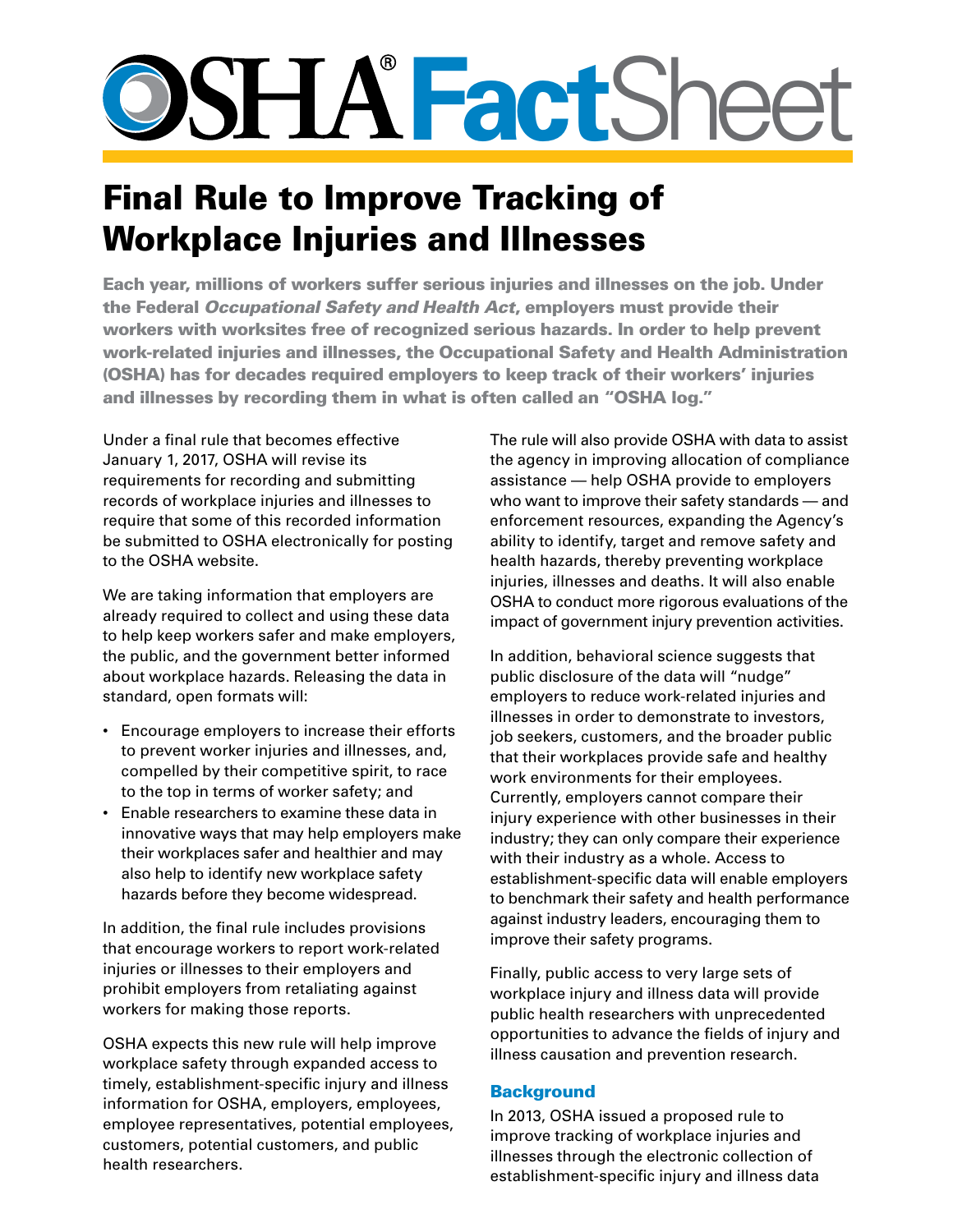# OSHA® FactSheet

## Final Rule to Improve Tracking of Workplace Injuries and Illnesses

**Each year, millions of workers suffer serious injuries and illnesses on the job. Under the Federal *Occupational Safety and Health Act*, employers must provide their workers with worksites free of recognized serious hazards. In order to help prevent work-related injuries and illnesses, the Occupational Safety and Health Administration (OSHA) has for decades required employers to keep track of their workers' injuries and illnesses by recording them in what is often called an "OSHA log."**

Under a final rule that becomes effective January 1, 2017, OSHA will revise its requirements for recording and submitting records of workplace injuries and illnesses to require that some of this recorded information be submitted to OSHA electronically for posting to the OSHA website.

We are taking information that employers are already required to collect and using these data to help keep workers safer and make employers, the public, and the government better informed about workplace hazards. Releasing the data in standard, open formats will:

- Encourage employers to increase their efforts to prevent worker injuries and illnesses, and, compelled by their competitive spirit, to race to the top in terms of worker safety; and
- Enable researchers to examine these data in innovative ways that may help employers make their workplaces safer and healthier and may also help to identify new workplace safety hazards before they become widespread.

In addition, the final rule includes provisions that encourage workers to report work-related injuries or illnesses to their employers and prohibit employers from retaliating against workers for making those reports.

OSHA expects this new rule will help improve workplace safety through expanded access to timely, establishment-specific injury and illness information for OSHA, employers, employees, employee representatives, potential employees, customers, potential customers, and public health researchers.

The rule will also provide OSHA with data to assist the agency in improving allocation of compliance assistance — help OSHA provide to employers who want to improve their safety standards — and enforcement resources, expanding the Agency's ability to identify, target and remove safety and health hazards, thereby preventing workplace injuries, illnesses and deaths. It will also enable OSHA to conduct more rigorous evaluations of the impact of government injury prevention activities.

In addition, behavioral science suggests that public disclosure of the data will "nudge" employers to reduce work-related injuries and illnesses in order to demonstrate to investors, job seekers, customers, and the broader public that their workplaces provide safe and healthy work environments for their employees. Currently, employers cannot compare their injury experience with other businesses in their industry; they can only compare their experience with their industry as a whole. Access to establishment-specific data will enable employers to benchmark their safety and health performance against industry leaders, encouraging them to improve their safety programs.

Finally, public access to very large sets of workplace injury and illness data will provide public health researchers with unprecedented opportunities to advance the fields of injury and illness causation and prevention research.

### Background

In 2013, OSHA issued a proposed rule to improve tracking of workplace injuries and illnesses through the electronic collection of establishment-specific injury and illness data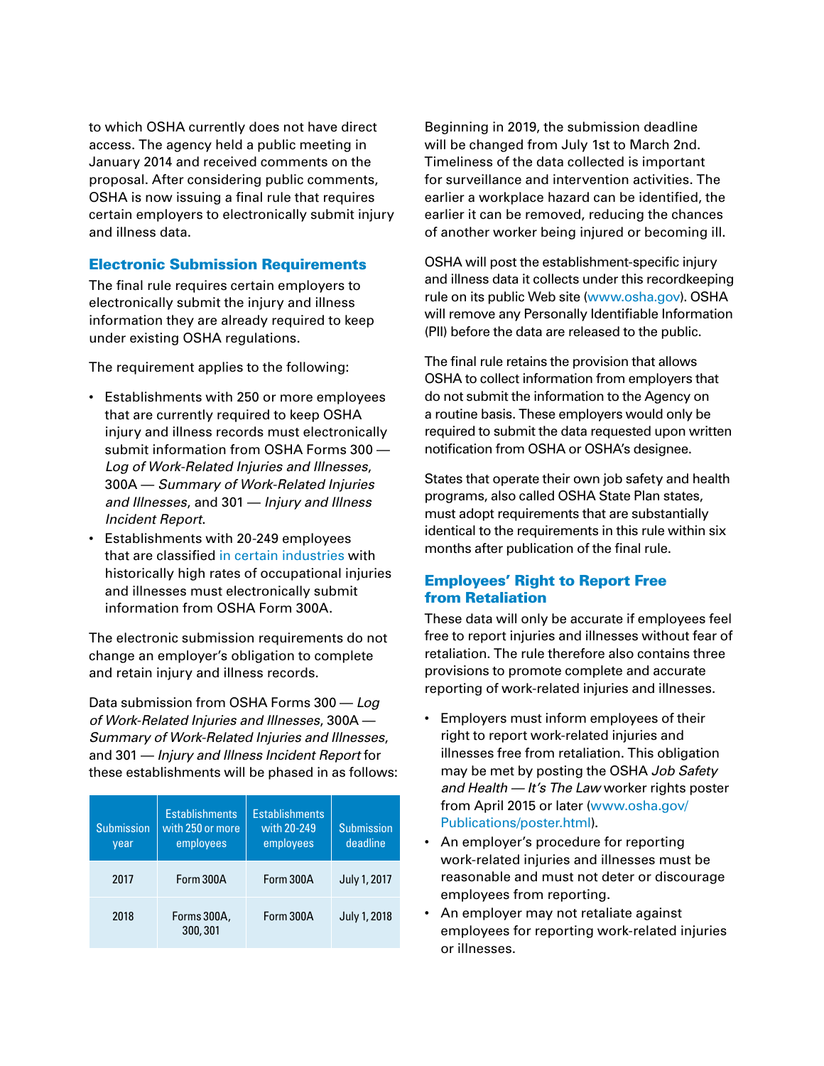to which OSHA currently does not have direct access. The agency held a public meeting in January 2014 and received comments on the proposal. After considering public comments, OSHA is now issuing a final rule that requires certain employers to electronically submit injury and illness data.

## Electronic Submission Requirements

The final rule requires certain employers to electronically submit the injury and illness information they are already required to keep under existing OSHA regulations.

The requirement applies to the following:

- Establishments with 250 or more employees that are currently required to keep OSHA injury and illness records must electronically submit information from OSHA Forms 300 — *Log of Work-Related Injuries and Illnesses*, 300A — *Summary of Work-Related Injuries and Illnesses*, and 301 — *Injury and Illness Incident Report*.
- Establishments with 20-249 employees that are classified in certain industries with historically high rates of occupational injuries and illnesses must electronically submit information from OSHA Form 300A.

The electronic submission requirements do not change an employer's obligation to complete and retain injury and illness records.

Data submission from OSHA Forms 300 — *Log of Work-Related Injuries and Illnesses*, 300A — *Summary of Work-Related Injuries and Illnesses*, and 301 — *Injury and Illness Incident Report* for these establishments will be phased in as follows:

| Submission year | Establishments with 250 or more employees | Establishments with 20-249 employees | Submission deadline |
|---|---|---|---|
| 2017 | Form 300A | Form 300A | July 1, 2017 |
| 2018 | Forms 300A, 300, 301 | Form 300A | July 1, 2018 |

Beginning in 2019, the submission deadline will be changed from July 1st to March 2nd. Timeliness of the data collected is important for surveillance and intervention activities. The earlier a workplace hazard can be identified, the earlier it can be removed, reducing the chances of another worker being injured or becoming ill.

OSHA will post the establishment-specific injury and illness data it collects under this recordkeeping rule on its public Web site (www.osha.gov). OSHA will remove any Personally Identifiable Information (PII) before the data are released to the public.

The final rule retains the provision that allows OSHA to collect information from employers that do not submit the information to the Agency on a routine basis. These employers would only be required to submit the data requested upon written notification from OSHA or OSHA's designee.

States that operate their own job safety and health programs, also called OSHA State Plan states, must adopt requirements that are substantially identical to the requirements in this rule within six months after publication of the final rule.

## Employees' Right to Report Free from Retaliation

These data will only be accurate if employees feel free to report injuries and illnesses without fear of retaliation. The rule therefore also contains three provisions to promote complete and accurate reporting of work-related injuries and illnesses.

- Employers must inform employees of their right to report work-related injuries and illnesses free from retaliation. This obligation may be met by posting the OSHA *Job Safety and Health — It's The Law* worker rights poster from April 2015 or later (www.osha.gov/Publications/poster.html).
- An employer's procedure for reporting work-related injuries and illnesses must be reasonable and must not deter or discourage employees from reporting.
- An employer may not retaliate against employees for reporting work-related injuries or illnesses.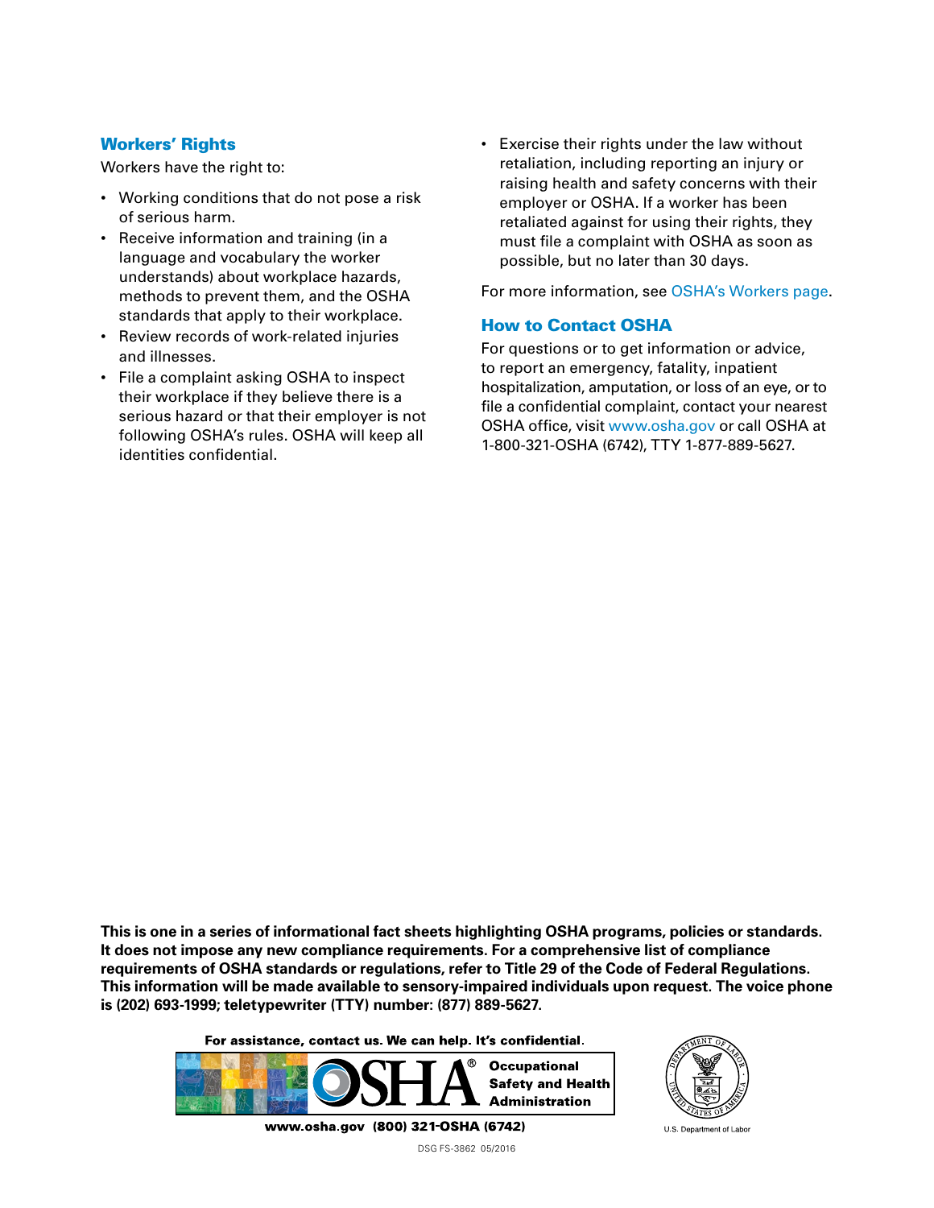## Workers' Rights

Workers have the right to:

- Working conditions that do not pose a risk of serious harm.
- Receive information and training (in a language and vocabulary the worker understands) about workplace hazards, methods to prevent them, and the OSHA standards that apply to their workplace.
- Review records of work-related injuries and illnesses.
- File a complaint asking OSHA to inspect their workplace if they believe there is a serious hazard or that their employer is not following OSHA's rules. OSHA will keep all identities confidential.
- Exercise their rights under the law without retaliation, including reporting an injury or raising health and safety concerns with their employer or OSHA. If a worker has been retaliated against for using their rights, they must file a complaint with OSHA as soon as possible, but no later than 30 days.

For more information, see OSHA's Workers page.

## How to Contact OSHA

For questions or to get information or advice, to report an emergency, fatality, inpatient hospitalization, amputation, or loss of an eye, or to file a confidential complaint, contact your nearest OSHA office, visit www.osha.gov or call OSHA at 1-800-321-OSHA (6742), TTY 1-877-889-5627.

**This is one in a series of informational fact sheets highlighting OSHA programs, policies or standards. It does not impose any new compliance requirements. For a comprehensive list of compliance requirements of OSHA standards or regulations, refer to Title 29 of the Code of Federal Regulations. This information will be made available to sensory-impaired individuals upon request. The voice phone is (202) 693-1999; teletypewriter (TTY) number: (877) 889-5627.**

**For assistance, contact us. We can help. It's confidential.**

OSHA® Occupational Safety and Health Administration

**www.osha.gov (800) 321-OSHA (6742)**

U.S. Department of Labor

DSG FS-3862 05/2016